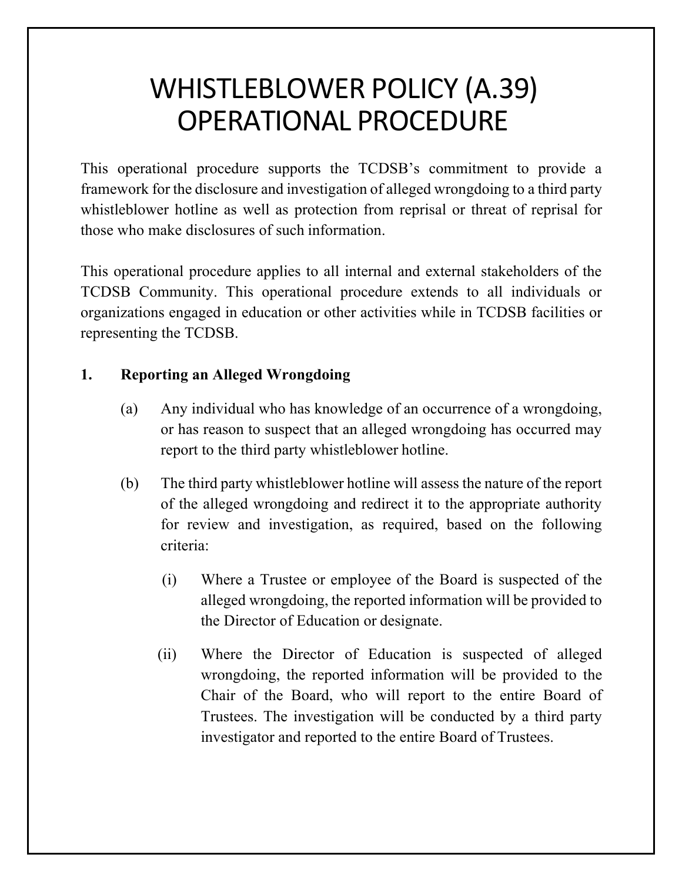# WHISTLEBLOWER POLICY (A.39) OPERATIONAL PROCEDURE

This operational procedure supports the TCDSB's commitment to provide a framework for the disclosure and investigation of alleged wrongdoing to a third party whistleblower hotline as well as protection from reprisal or threat of reprisal for those who make disclosures of such information.

This operational procedure applies to all internal and external stakeholders of the TCDSB Community. This operational procedure extends to all individuals or organizations engaged in education or other activities while in TCDSB facilities or representing the TCDSB.

**1. Reporting an Alleged Wrongdoing**

(a) Any individual who has knowledge of an occurrence of a wrongdoing, or has reason to suspect that an alleged wrongdoing has occurred may report to the third party whistleblower hotline.

(b) The third party whistleblower hotline will assess the nature of the report of the alleged wrongdoing and redirect it to the appropriate authority for review and investigation, as required, based on the following criteria:

(i) Where a Trustee or employee of the Board is suspected of the alleged wrongdoing, the reported information will be provided to the Director of Education or designate.

(ii) Where the Director of Education is suspected of alleged wrongdoing, the reported information will be provided to the Chair of the Board, who will report to the entire Board of Trustees. The investigation will be conducted by a third party investigator and reported to the entire Board of Trustees.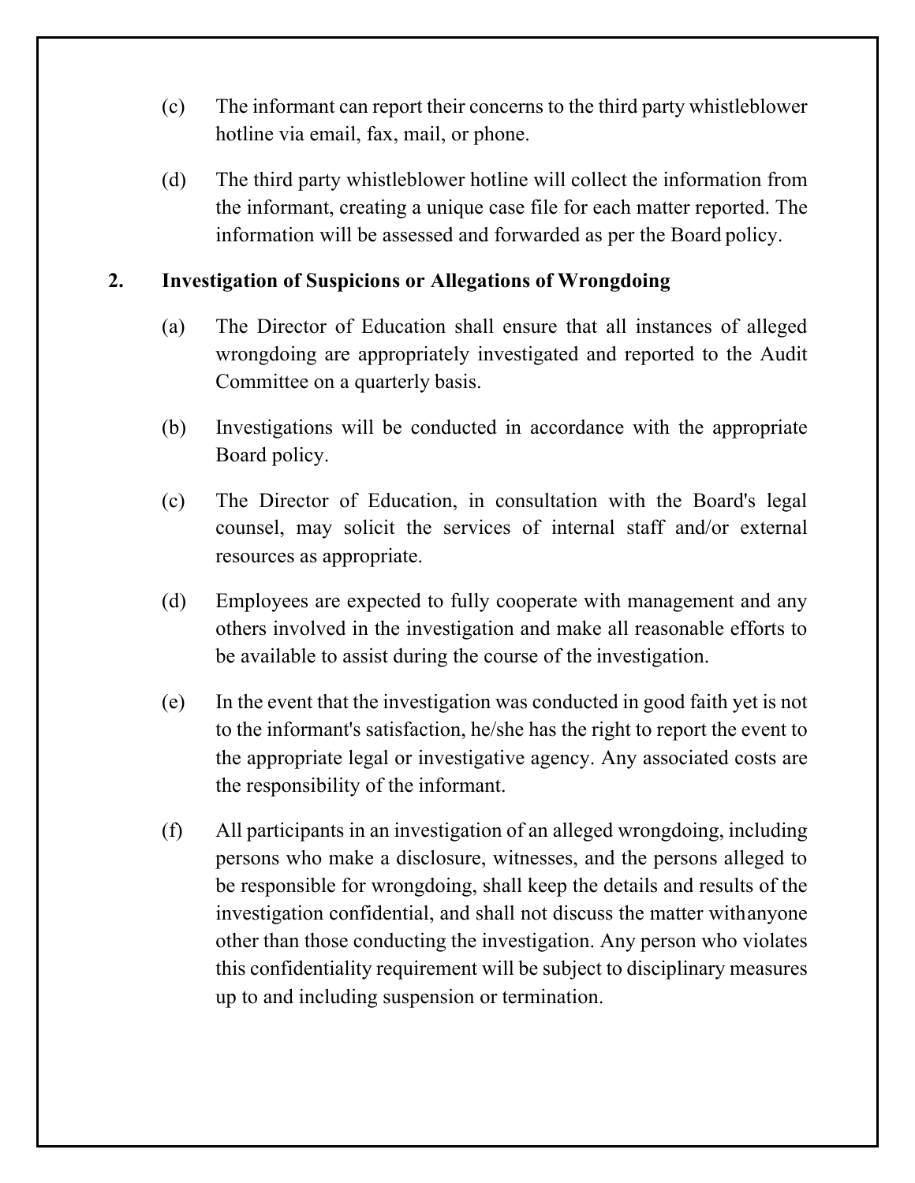(c) The informant can report their concerns to the third party whistleblower hotline via email, fax, mail, or phone.

(d) The third party whistleblower hotline will collect the information from the informant, creating a unique case file for each matter reported. The information will be assessed and forwarded as per the Board policy.

**2. Investigation of Suspicions or Allegations of Wrongdoing**

(a) The Director of Education shall ensure that all instances of alleged wrongdoing are appropriately investigated and reported to the Audit Committee on a quarterly basis.

(b) Investigations will be conducted in accordance with the appropriate Board policy.

(c) The Director of Education, in consultation with the Board's legal counsel, may solicit the services of internal staff and/or external resources as appropriate.

(d) Employees are expected to fully cooperate with management and any others involved in the investigation and make all reasonable efforts to be available to assist during the course of the investigation.

(e) In the event that the investigation was conducted in good faith yet is not to the informant's satisfaction, he/she has the right to report the event to the appropriate legal or investigative agency. Any associated costs are the responsibility of the informant.

(f) All participants in an investigation of an alleged wrongdoing, including persons who make a disclosure, witnesses, and the persons alleged to be responsible for wrongdoing, shall keep the details and results of the investigation confidential, and shall not discuss the matter with anyone other than those conducting the investigation. Any person who violates this confidentiality requirement will be subject to disciplinary measures up to and including suspension or termination.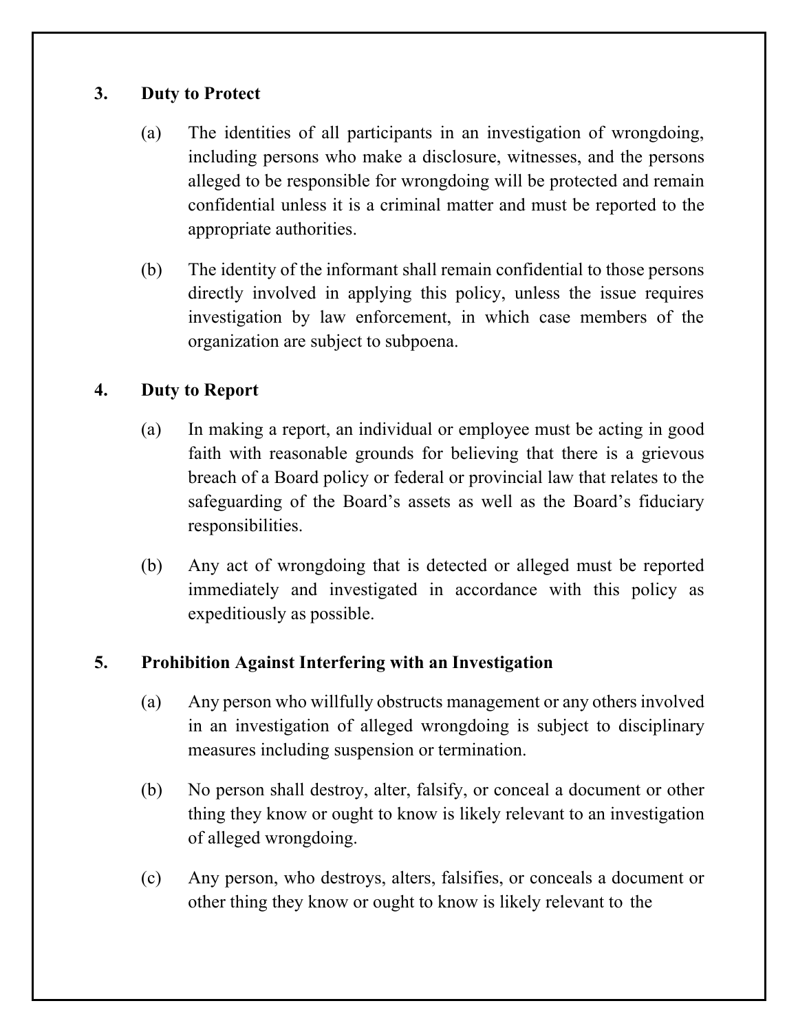## 3. Duty to Protect

(a) The identities of all participants in an investigation of wrongdoing, including persons who make a disclosure, witnesses, and the persons alleged to be responsible for wrongdoing will be protected and remain confidential unless it is a criminal matter and must be reported to the appropriate authorities.

(b) The identity of the informant shall remain confidential to those persons directly involved in applying this policy, unless the issue requires investigation by law enforcement, in which case members of the organization are subject to subpoena.

## 4. Duty to Report

(a) In making a report, an individual or employee must be acting in good faith with reasonable grounds for believing that there is a grievous breach of a Board policy or federal or provincial law that relates to the safeguarding of the Board's assets as well as the Board's fiduciary responsibilities.

(b) Any act of wrongdoing that is detected or alleged must be reported immediately and investigated in accordance with this policy as expeditiously as possible.

## 5. Prohibition Against Interfering with an Investigation

(a) Any person who willfully obstructs management or any others involved in an investigation of alleged wrongdoing is subject to disciplinary measures including suspension or termination.

(b) No person shall destroy, alter, falsify, or conceal a document or other thing they know or ought to know is likely relevant to an investigation of alleged wrongdoing.

(c) Any person, who destroys, alters, falsifies, or conceals a document or other thing they know or ought to know is likely relevant to the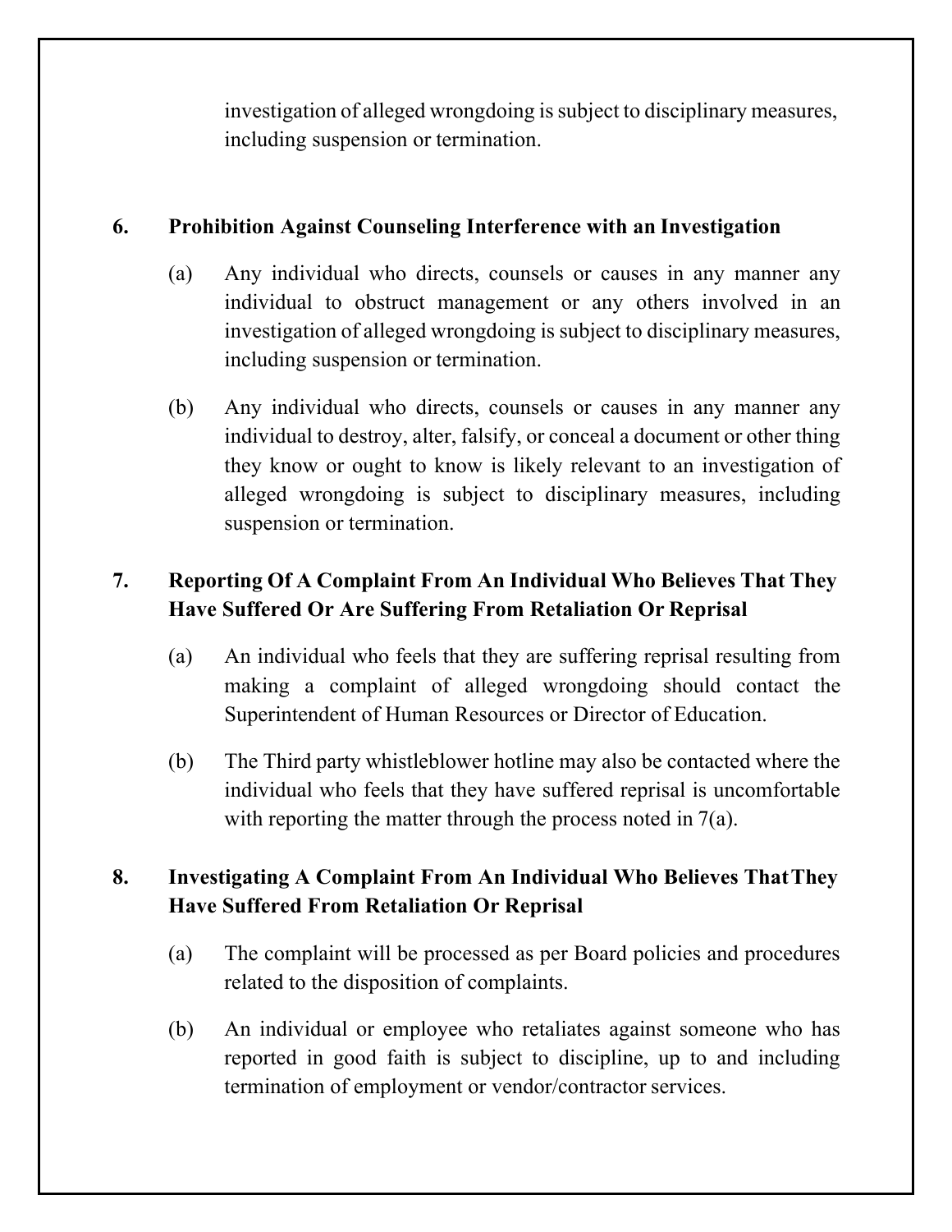investigation of alleged wrongdoing is subject to disciplinary measures, including suspension or termination.

## 6. Prohibition Against Counseling Interference with an Investigation

(a) Any individual who directs, counsels or causes in any manner any individual to obstruct management or any others involved in an investigation of alleged wrongdoing is subject to disciplinary measures, including suspension or termination.

(b) Any individual who directs, counsels or causes in any manner any individual to destroy, alter, falsify, or conceal a document or other thing they know or ought to know is likely relevant to an investigation of alleged wrongdoing is subject to disciplinary measures, including suspension or termination.

## 7. Reporting Of A Complaint From An Individual Who Believes That They Have Suffered Or Are Suffering From Retaliation Or Reprisal

(a) An individual who feels that they are suffering reprisal resulting from making a complaint of alleged wrongdoing should contact the Superintendent of Human Resources or Director of Education.

(b) The Third party whistleblower hotline may also be contacted where the individual who feels that they have suffered reprisal is uncomfortable with reporting the matter through the process noted in 7(a).

## 8. Investigating A Complaint From An Individual Who Believes That They Have Suffered From Retaliation Or Reprisal

(a) The complaint will be processed as per Board policies and procedures related to the disposition of complaints.

(b) An individual or employee who retaliates against someone who has reported in good faith is subject to discipline, up to and including termination of employment or vendor/contractor services.